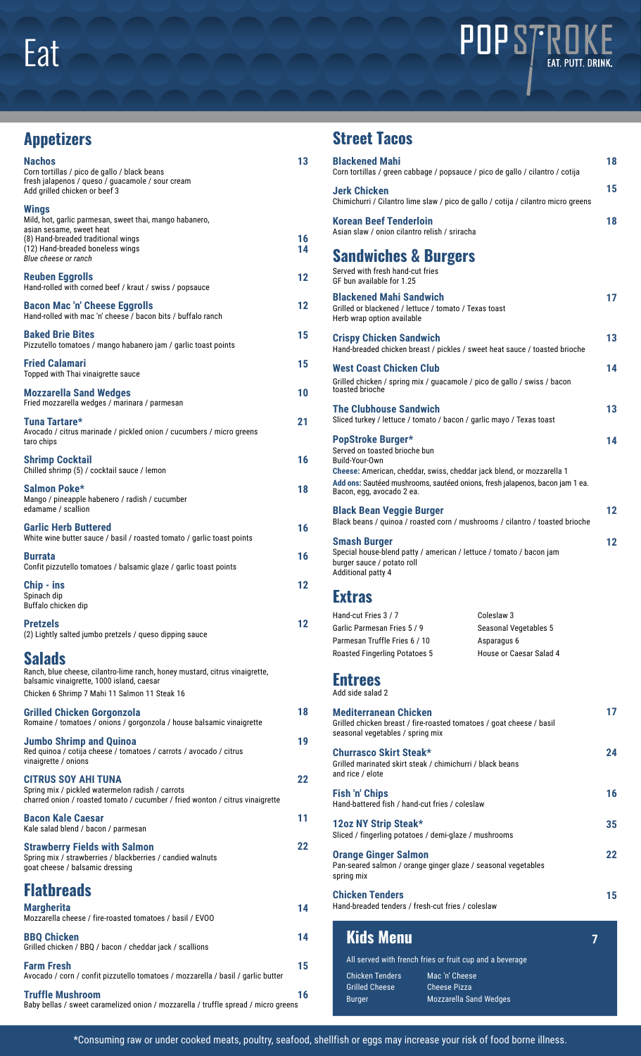# Eat

POPSTROKE
EAT. PUTT. DRINK.

## Appetizers

**Nachos** 13
Corn tortillas / pico de gallo / black beans
fresh jalapenos / queso / guacamole / sour cream
Add grilled chicken or beef 3

**Wings**
Mild, hot, garlic parmesan, sweet thai, mango habanero, asian sesame, sweet heat
(8) Hand-breaded traditional wings 16
(12) Hand-breaded boneless wings 14
*Blue cheese or ranch*

**Reuben Eggrolls** 12
Hand-rolled with corned beef / kraut / swiss / popsauce

**Bacon Mac 'n' Cheese Eggrolls** 12
Hand-rolled with mac 'n' cheese / bacon bits / buffalo ranch

**Baked Brie Bites** 15
Pizzutello tomatoes / mango habanero jam / garlic toast points

**Fried Calamari** 15
Topped with Thai vinaigrette sauce

**Mozzarella Sand Wedges** 10
Fried mozzarella wedges / marinara / parmesan

**Tuna Tartare*** 21
Avocado / citrus marinade / pickled onion / cucumbers / micro greens
taro chips

**Shrimp Cocktail** 16
Chilled shrimp (5) / cocktail sauce / lemon

**Salmon Poke*** 18
Mango / pineapple habenero / radish / cucumber
edamame / scallion

**Garlic Herb Buttered** 16
White wine butter sauce / basil / roasted tomato / garlic toast points

**Burrata** 16
Confit pizzutello tomatoes / balsamic glaze / garlic toast points

**Chip - ins** 12
Spinach dip
Buffalo chicken dip

**Pretzels** 12
(2) Lightly salted jumbo pretzels / queso dipping sauce

## Salads

Ranch, blue cheese, cilantro-lime ranch, honey mustard, citrus vinaigrette, balsamic vinaigrette, 1000 island, caesar
Chicken 6 Shrimp 7 Mahi 11 Salmon 11 Steak 16

**Grilled Chicken Gorgonzola** 18
Romaine / tomatoes / onions / gorgonzola / house balsamic vinaigrette

**Jumbo Shrimp and Quinoa** 19
Red quinoa / cotija cheese / tomatoes / carrots / avocado / citrus vinaigrette / onions

**CITRUS SOY AHI TUNA** 22
Spring mix / pickled watermelon radish / carrots
charred onion / roasted tomato / cucumber / fried wonton / citrus vinaigrette

**Bacon Kale Caesar** 11
Kale salad blend / bacon / parmesan

**Strawberry Fields with Salmon** 22
Spring mix / strawberries / blackberries / candied walnuts
goat cheese / balsamic dressing

## Flatbreads

**Margherita** 14
Mozzarella cheese / fire-roasted tomatoes / basil / EVOO

**BBQ Chicken** 14
Grilled chicken / BBQ / bacon / cheddar jack / scallions

**Farm Fresh** 15
Avocado / corn / confit pizzutello tomatoes / mozzarella / basil / garlic butter

**Truffle Mushroom** 16
Baby bellas / sweet caramelized onion / mozzarella / truffle spread / micro greens

## Street Tacos

**Blackened Mahi** 18
Corn tortillas / green cabbage / popsauce / pico de gallo / cilantro / cotija

**Jerk Chicken** 15
Chimichurri / Cilantro lime slaw / pico de gallo / cotija / cilantro micro greens

**Korean Beef Tenderloin** 18
Asian slaw / onion cilantro relish / sriracha

## Sandwiches & Burgers

Served with fresh hand-cut fries
GF bun available for 1.25

**Blackened Mahi Sandwich** 17
Grilled or blackened / lettuce / tomato / Texas toast
Herb wrap option available

**Crispy Chicken Sandwich** 13
Hand-breaded chicken breast / pickles / sweet heat sauce / toasted brioche

**West Coast Chicken Club** 14
Grilled chicken / spring mix / guacamole / pico de gallo / swiss / bacon
toasted brioche

**The Clubhouse Sandwich** 13
Sliced turkey / lettuce / tomato / bacon / garlic mayo / Texas toast

**PopStroke Burger*** 14
Served on toasted brioche bun
Build-Your-Own
**Cheese:** American, cheddar, swiss, cheddar jack blend, or mozzarella 1
**Add ons:** Sautéed mushrooms, sautéed onions, fresh jalapenos, bacon jam 1 ea.
Bacon, egg, avocado 2 ea.

**Black Bean Veggie Burger** 12
Black beans / quinoa / roasted corn / mushrooms / cilantro / toasted brioche

**Smash Burger** 12
Special house-blend patty / american / lettuce / tomato / bacon jam
burger sauce / potato roll
Additional patty 4

## Extras

| | |
|---|---|
| Hand-cut Fries 3 / 7 | Coleslaw 3 |
| Garlic Parmesan Fries 5 / 9 | Seasonal Vegetables 5 |
| Parmesan Truffle Fries 6 / 10 | Asparagus 6 |
| Roasted Fingerling Potatoes 5 | House or Caesar Salad 4 |

## Entrees

Add side salad 2

**Mediterranean Chicken** 17
Grilled chicken breast / fire-roasted tomatoes / goat cheese / basil
seasonal vegetables / spring mix

**Churrasco Skirt Steak*** 24
Grilled marinated skirt steak / chimichurri / black beans
and rice / elote

**Fish 'n' Chips** 16
Hand-battered fish / hand-cut fries / coleslaw

**12oz NY Strip Steak*** 35
Sliced / fingerling potatoes / demi-glaze / mushrooms

**Orange Ginger Salmon** 22
Pan-seared salmon / orange ginger glaze / seasonal vegetables
spring mix

**Chicken Tenders** 15
Hand-breaded tenders / fresh-cut fries / coleslaw

## Kids Menu 7

All served with french fries or fruit cup and a beverage

| | |
|---|---|
| Chicken Tenders | Mac 'n' Cheese |
| Grilled Cheese | Cheese Pizza |
| Burger | Mozzarella Sand Wedges |

*Consuming raw or under cooked meats, poultry, seafood, shellfish or eggs may increase your risk of food borne illness.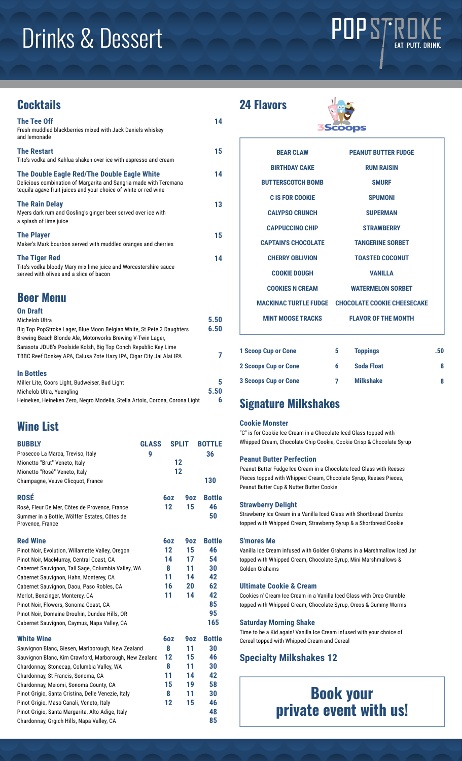# Drinks & Dessert

POPSTROKE EAT. PUTT. DRINK.

## Cocktails

**The Tee Off** 14
Fresh muddled blackberries mixed with Jack Daniels whiskey and lemonade

**The Restart** 15
Tito's vodka and Kahlua shaken over ice with espresso and cream

**The Double Eagle Red/The Double Eagle White** 14
Delicious combination of Margarita and Sangria made with Teremana tequila agave fruit juices and your choice of white or red wine

**The Rain Delay** 13
Myers dark rum and Gosling's ginger beer served over ice with a splash of lime juice

**The Player** 15
Maker's Mark bourbon served with muddled oranges and cherries

**The Tiger Red** 14
Tito's vodka bloody Mary mix lime juice and Worcestershire sauce served with olives and a slice of bacon

## Beer Menu

### On Draft

| | |
|---|---|
| Michelob Ultra | 5.50 |
| Big Top PopStroke Lager, Blue Moon Belgian White, St Pete 3 Daughters Brewing Beach Blonde Ale, Motorworks Brewing V-Twin Lager, Sarasota JDUB's Poolside Kolsh, Big Top Conch Republic Key Lime | 6.50 |
| TBBC Reef Donkey APA, Calusa Zote Hazy IPA, Cigar City Jai Alai IPA | 7 |

### In Bottles

| | |
|---|---|
| Miller Lite, Coors Light, Budweiser, Bud Light | 5 |
| Michelob Ultra, Yuengling | 5.50 |
| Heineken, Heineken Zero, Negro Modella, Stella Artois, Corona, Corona Light | 6 |

## Wine List

| BUBBLY | GLASS | SPLIT | BOTTLE |
|---|---|---|---|
| Prosecco La Marca, Treviso, Italy | 9 | | 36 |
| Mionetto "Brut" Veneto, Italy | | 12 | |
| Mionetto "Rosé" Veneto, Italy | | 12 | |
| Champagne, Veuve Clicquot, France | | | 130 |

| ROSÉ | 6oz | 9oz | Bottle |
|---|---|---|---|
| Rosé, Fleur De Mer, Côtes de Provence, France | 12 | 15 | 46 |
| Summer in a Bottle, Wölffer Estates, Côtes de Provence, France | | | 50 |

| Red Wine | 6oz | 9oz | Bottle |
|---|---|---|---|
| Pinot Noir, Evolution, Willamette Valley, Oregon | 12 | 15 | 46 |
| Pinot Noir, MacMurray, Central Coast, CA | 14 | 17 | 54 |
| Cabernet Sauvignon, Tall Sage, Columbia Valley, WA | 8 | 11 | 30 |
| Cabernet Sauvignon, Hahn, Monterey, CA | 11 | 14 | 42 |
| Cabernet Sauvignon, Daou, Paso Robles, CA | 16 | 20 | 62 |
| Merlot, Benzinger, Monterey, CA | 11 | 14 | 42 |
| Pinot Noir, Flowers, Sonoma Coast, CA | | | 85 |
| Pinot Noir, Domaine Drouhin, Dundee Hills, OR | | | 95 |
| Cabernet Sauvignon, Caymus, Napa Valley, CA | | | 165 |

| White Wine | 6oz | 9oz | Bottle |
|---|---|---|---|
| Sauvignon Blanc, Giesen, Marlborough, New Zealand | 8 | 11 | 30 |
| Sauvignon Blanc, Kim Crawford, Marborough, New Zealand | 12 | 15 | 46 |
| Chardonnay, Stonecap, Columbia Valley, WA | 8 | 11 | 30 |
| Chardonnay, St Francis, Sonoma, CA | 11 | 14 | 42 |
| Chardonnay, Meiomi, Sonoma County, CA | 15 | 19 | 58 |
| Pinot Grigio, Santa Cristina, Delle Venezie, Italy | 8 | 11 | 30 |
| Pinot Grigio, Maso Canali, Veneto, Italy | 12 | 15 | 46 |
| Pinot Grigio, Santa Margarita, Alto Adige, Italy | | | 48 |
| Chardonnay, Grgich Hills, Napa Valley, CA | | | 85 |

## 24 Flavors

3Scoops

| | |
|---|---|
| BEAR CLAW | PEANUT BUTTER FUDGE |
| BIRTHDAY CAKE | RUM RAISIN |
| BUTTERSCOTCH BOMB | SMURF |
| C IS FOR COOKIE | SPUMONI |
| CALYPSO CRUNCH | SUPERMAN |
| CAPPUCCINO CHIP | STRAWBERRY |
| CAPTAIN'S CHOCOLATE | TANGERINE SORBET |
| CHERRY OBLIVION | TOASTED COCONUT |
| COOKIE DOUGH | VANILLA |
| COOKIES N CREAM | WATERMELON SORBET |
| MACKINAC TURTLE FUDGE | CHOCOLATE COOKIE CHEESECAKE |
| MINT MOOSE TRACKS | FLAVOR OF THE MONTH |

| | | | |
|---|---|---|---|
| 1 Scoop Cup or Cone | 5 | Toppings | .50 |
| 2 Scoops Cup or Cone | 6 | Soda Float | 8 |
| 3 Scoops Cup or Cone | 7 | Milkshake | 8 |

## Signature Milkshakes

**Cookie Monster**
"C" is for Cookie Ice Cream in a Chocolate Iced Glass topped with Whipped Cream, Chocolate Chip Cookie, Cookie Crisp & Chocolate Syrup

**Peanut Butter Perfection**
Peanut Butter Fudge Ice Cream in a Chocolate Iced Glass with Reeses Pieces topped with Whipped Cream, Chocolate Syrup, Reeses Pieces, Peanut Butter Cup & Nutter Butter Cookie

**Strawberry Delight**
Strawberry Ice Cream in a Vanilla Iced Glass with Shortbread Crumbs topped with Whipped Cream, Strawberry Syrup & a Shortbread Cookie

**S'mores Me**
Vanilla Ice Cream infused with Golden Grahams in a Marshmallow Iced Jar topped with Whipped Cream, Chocolate Syrup, Mini Marshmallows & Golden Grahams

**Ultimate Cookie & Cream**
Cookies n' Cream Ice Cream in a Vanilla Iced Glass with Oreo Crumble topped with Whipped Cream, Chocolate Syrup, Oreos & Gummy Worms

**Saturday Morning Shake**
Time to be a Kid again! Vanilla Ice Cream infused with your choice of Cereal topped with Whipped Cream and Cereal

### Specialty Milkshakes 12

## Book your private event with us!